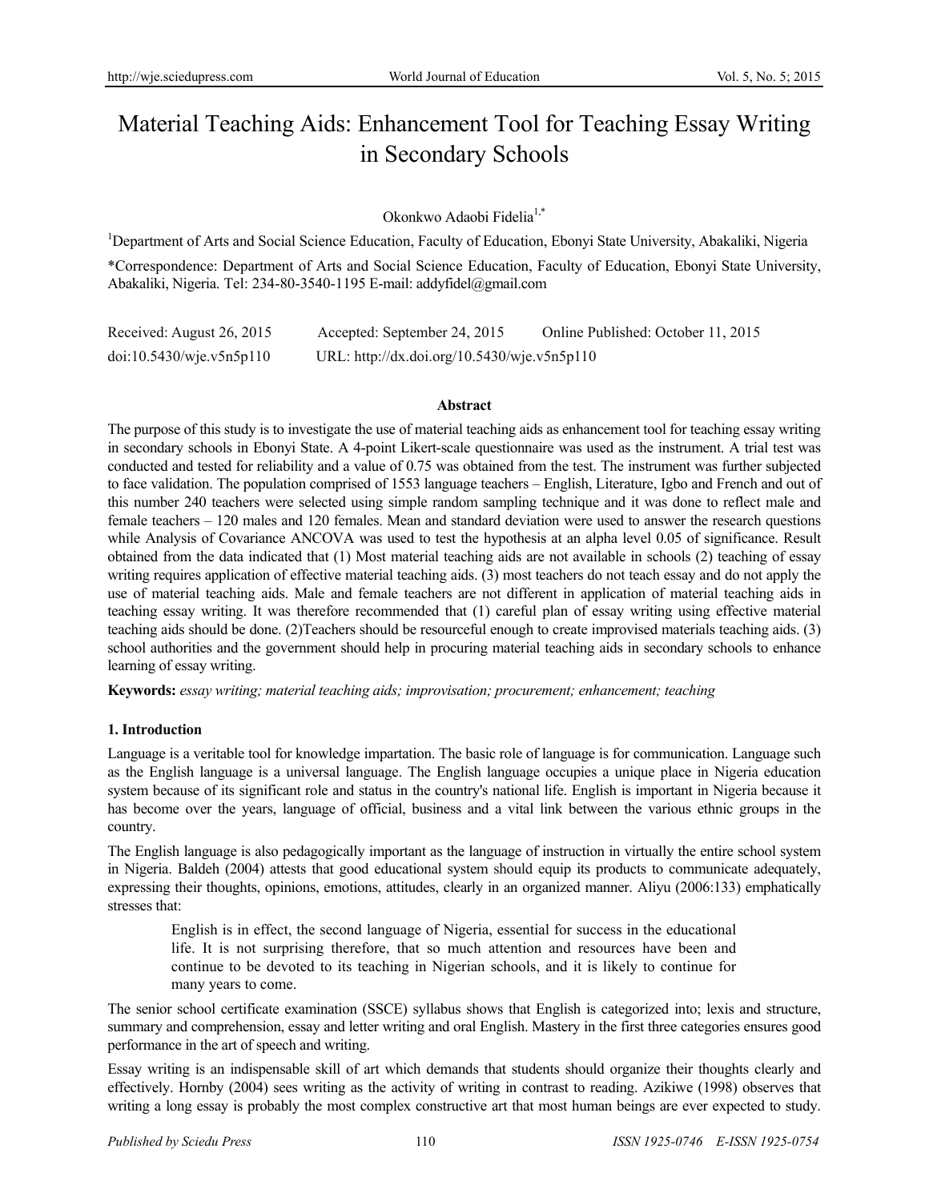# Material Teaching Aids: Enhancement Tool for Teaching Essay Writing in Secondary Schools

Okonkwo Adaobi Fidelia[1,*]

[1]Department of Arts and Social Science Education, Faculty of Education, Ebonyi State University, Abakaliki, Nigeria

*Correspondence: Department of Arts and Social Science Education, Faculty of Education, Ebonyi State University, Abakaliki, Nigeria. Tel: 234-80-3540-1195 E-mail: addyfidel@gmail.com

Received: August 26, 2015 Accepted: September 24, 2015 Online Published: October 11, 2015

doi:10.5430/wje.v5n5p110 URL: http://dx.doi.org/10.5430/wje.v5n5p110

## Abstract

The purpose of this study is to investigate the use of material teaching aids as enhancement tool for teaching essay writing in secondary schools in Ebonyi State. A 4-point Likert-scale questionnaire was used as the instrument. A trial test was conducted and tested for reliability and a value of 0.75 was obtained from the test. The instrument was further subjected to face validation. The population comprised of 1553 language teachers – English, Literature, Igbo and French and out of this number 240 teachers were selected using simple random sampling technique and it was done to reflect male and female teachers – 120 males and 120 females. Mean and standard deviation were used to answer the research questions while Analysis of Covariance ANCOVA was used to test the hypothesis at an alpha level 0.05 of significance. Result obtained from the data indicated that (1) Most material teaching aids are not available in schools (2) teaching of essay writing requires application of effective material teaching aids. (3) most teachers do not teach essay and do not apply the use of material teaching aids. Male and female teachers are not different in application of material teaching aids in teaching essay writing. It was therefore recommended that (1) careful plan of essay writing using effective material teaching aids should be done. (2)Teachers should be resourceful enough to create improvised materials teaching aids. (3) school authorities and the government should help in procuring material teaching aids in secondary schools to enhance learning of essay writing.

**Keywords:** *essay writing; material teaching aids; improvisation; procurement; enhancement; teaching*

## 1. Introduction

Language is a veritable tool for knowledge impartation. The basic role of language is for communication. Language such as the English language is a universal language. The English language occupies a unique place in Nigeria education system because of its significant role and status in the country's national life. English is important in Nigeria because it has become over the years, language of official, business and a vital link between the various ethnic groups in the country.

The English language is also pedagogically important as the language of instruction in virtually the entire school system in Nigeria. Baldeh (2004) attests that good educational system should equip its products to communicate adequately, expressing their thoughts, opinions, emotions, attitudes, clearly in an organized manner. Aliyu (2006:133) emphatically stresses that:

> English is in effect, the second language of Nigeria, essential for success in the educational life. It is not surprising therefore, that so much attention and resources have been and continue to be devoted to its teaching in Nigerian schools, and it is likely to continue for many years to come.

The senior school certificate examination (SSCE) syllabus shows that English is categorized into; lexis and structure, summary and comprehension, essay and letter writing and oral English. Mastery in the first three categories ensures good performance in the art of speech and writing.

Essay writing is an indispensable skill of art which demands that students should organize their thoughts clearly and effectively. Hornby (2004) sees writing as the activity of writing in contrast to reading. Azikiwe (1998) observes that writing a long essay is probably the most complex constructive art that most human beings are ever expected to study.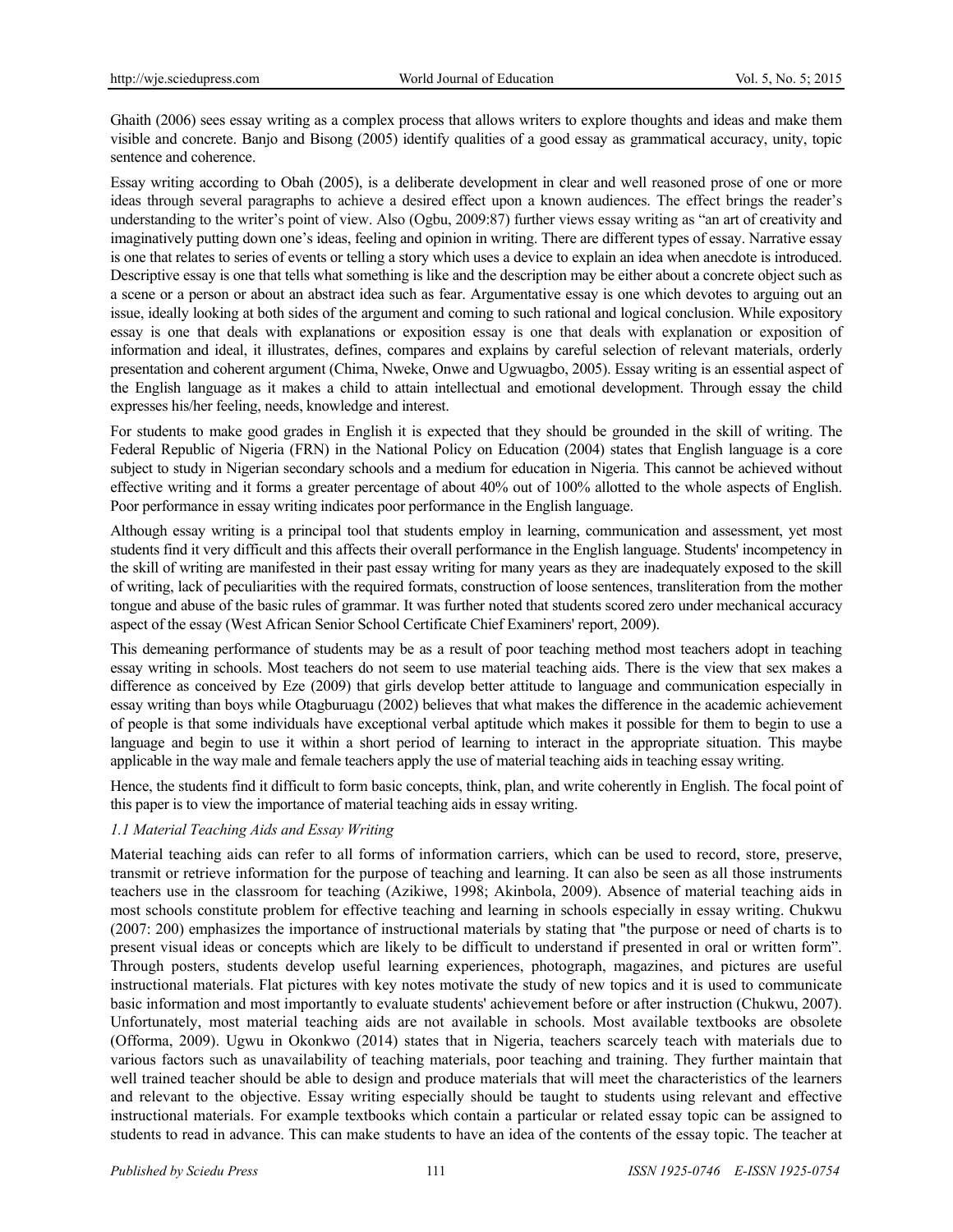Ghaith (2006) sees essay writing as a complex process that allows writers to explore thoughts and ideas and make them visible and concrete. Banjo and Bisong (2005) identify qualities of a good essay as grammatical accuracy, unity, topic sentence and coherence.

Essay writing according to Obah (2005), is a deliberate development in clear and well reasoned prose of one or more ideas through several paragraphs to achieve a desired effect upon a known audiences. The effect brings the reader's understanding to the writer's point of view. Also (Ogbu, 2009:87) further views essay writing as "an art of creativity and imaginatively putting down one's ideas, feeling and opinion in writing. There are different types of essay. Narrative essay is one that relates to series of events or telling a story which uses a device to explain an idea when anecdote is introduced. Descriptive essay is one that tells what something is like and the description may be either about a concrete object such as a scene or a person or about an abstract idea such as fear. Argumentative essay is one which devotes to arguing out an issue, ideally looking at both sides of the argument and coming to such rational and logical conclusion. While expository essay is one that deals with explanations or exposition essay is one that deals with explanation or exposition of information and ideal, it illustrates, defines, compares and explains by careful selection of relevant materials, orderly presentation and coherent argument (Chima, Nweke, Onwe and Ugwuagbo, 2005). Essay writing is an essential aspect of the English language as it makes a child to attain intellectual and emotional development. Through essay the child expresses his/her feeling, needs, knowledge and interest.

For students to make good grades in English it is expected that they should be grounded in the skill of writing. The Federal Republic of Nigeria (FRN) in the National Policy on Education (2004) states that English language is a core subject to study in Nigerian secondary schools and a medium for education in Nigeria. This cannot be achieved without effective writing and it forms a greater percentage of about 40% out of 100% allotted to the whole aspects of English. Poor performance in essay writing indicates poor performance in the English language.

Although essay writing is a principal tool that students employ in learning, communication and assessment, yet most students find it very difficult and this affects their overall performance in the English language. Students' incompetency in the skill of writing are manifested in their past essay writing for many years as they are inadequately exposed to the skill of writing, lack of peculiarities with the required formats, construction of loose sentences, transliteration from the mother tongue and abuse of the basic rules of grammar. It was further noted that students scored zero under mechanical accuracy aspect of the essay (West African Senior School Certificate Chief Examiners' report, 2009).

This demeaning performance of students may be as a result of poor teaching method most teachers adopt in teaching essay writing in schools. Most teachers do not seem to use material teaching aids. There is the view that sex makes a difference as conceived by Eze (2009) that girls develop better attitude to language and communication especially in essay writing than boys while Otagburuagu (2002) believes that what makes the difference in the academic achievement of people is that some individuals have exceptional verbal aptitude which makes it possible for them to begin to use a language and begin to use it within a short period of learning to interact in the appropriate situation. This maybe applicable in the way male and female teachers apply the use of material teaching aids in teaching essay writing.

Hence, the students find it difficult to form basic concepts, think, plan, and write coherently in English. The focal point of this paper is to view the importance of material teaching aids in essay writing.

### *1.1 Material Teaching Aids and Essay Writing*

Material teaching aids can refer to all forms of information carriers, which can be used to record, store, preserve, transmit or retrieve information for the purpose of teaching and learning. It can also be seen as all those instruments teachers use in the classroom for teaching (Azikiwe, 1998; Akinbola, 2009). Absence of material teaching aids in most schools constitute problem for effective teaching and learning in schools especially in essay writing. Chukwu (2007: 200) emphasizes the importance of instructional materials by stating that "the purpose or need of charts is to present visual ideas or concepts which are likely to be difficult to understand if presented in oral or written form". Through posters, students develop useful learning experiences, photograph, magazines, and pictures are useful instructional materials. Flat pictures with key notes motivate the study of new topics and it is used to communicate basic information and most importantly to evaluate students' achievement before or after instruction (Chukwu, 2007). Unfortunately, most material teaching aids are not available in schools. Most available textbooks are obsolete (Offorma, 2009). Ugwu in Okonkwo (2014) states that in Nigeria, teachers scarcely teach with materials due to various factors such as unavailability of teaching materials, poor teaching and training. They further maintain that well trained teacher should be able to design and produce materials that will meet the characteristics of the learners and relevant to the objective. Essay writing especially should be taught to students using relevant and effective instructional materials. For example textbooks which contain a particular or related essay topic can be assigned to students to read in advance. This can make students to have an idea of the contents of the essay topic. The teacher at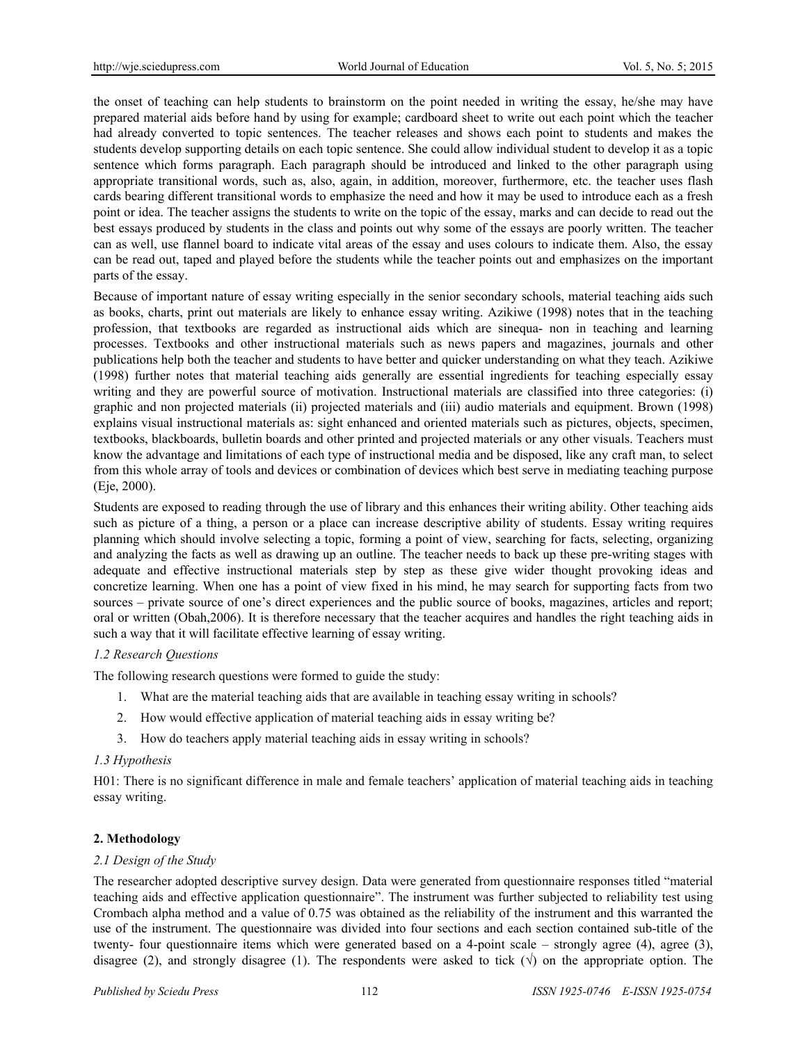the onset of teaching can help students to brainstorm on the point needed in writing the essay, he/she may have prepared material aids before hand by using for example; cardboard sheet to write out each point which the teacher had already converted to topic sentences. The teacher releases and shows each point to students and makes the students develop supporting details on each topic sentence. She could allow individual student to develop it as a topic sentence which forms paragraph. Each paragraph should be introduced and linked to the other paragraph using appropriate transitional words, such as, also, again, in addition, moreover, furthermore, etc. the teacher uses flash cards bearing different transitional words to emphasize the need and how it may be used to introduce each as a fresh point or idea. The teacher assigns the students to write on the topic of the essay, marks and can decide to read out the best essays produced by students in the class and points out why some of the essays are poorly written. The teacher can as well, use flannel board to indicate vital areas of the essay and uses colours to indicate them. Also, the essay can be read out, taped and played before the students while the teacher points out and emphasizes on the important parts of the essay.

Because of important nature of essay writing especially in the senior secondary schools, material teaching aids such as books, charts, print out materials are likely to enhance essay writing. Azikiwe (1998) notes that in the teaching profession, that textbooks are regarded as instructional aids which are sinequa- non in teaching and learning processes. Textbooks and other instructional materials such as news papers and magazines, journals and other publications help both the teacher and students to have better and quicker understanding on what they teach. Azikiwe (1998) further notes that material teaching aids generally are essential ingredients for teaching especially essay writing and they are powerful source of motivation. Instructional materials are classified into three categories: (i) graphic and non projected materials (ii) projected materials and (iii) audio materials and equipment. Brown (1998) explains visual instructional materials as: sight enhanced and oriented materials such as pictures, objects, specimen, textbooks, blackboards, bulletin boards and other printed and projected materials or any other visuals. Teachers must know the advantage and limitations of each type of instructional media and be disposed, like any craft man, to select from this whole array of tools and devices or combination of devices which best serve in mediating teaching purpose (Eje, 2000).

Students are exposed to reading through the use of library and this enhances their writing ability. Other teaching aids such as picture of a thing, a person or a place can increase descriptive ability of students. Essay writing requires planning which should involve selecting a topic, forming a point of view, searching for facts, selecting, organizing and analyzing the facts as well as drawing up an outline. The teacher needs to back up these pre-writing stages with adequate and effective instructional materials step by step as these give wider thought provoking ideas and concretize learning. When one has a point of view fixed in his mind, he may search for supporting facts from two sources – private source of one's direct experiences and the public source of books, magazines, articles and report; oral or written (Obah,2006). It is therefore necessary that the teacher acquires and handles the right teaching aids in such a way that it will facilitate effective learning of essay writing.

### *1.2 Research Questions*

The following research questions were formed to guide the study:

1. What are the material teaching aids that are available in teaching essay writing in schools?
2. How would effective application of material teaching aids in essay writing be?
3. How do teachers apply material teaching aids in essay writing in schools?

### *1.3 Hypothesis*

H01: There is no significant difference in male and female teachers' application of material teaching aids in teaching essay writing.

## **2. Methodology**

### *2.1 Design of the Study*

The researcher adopted descriptive survey design. Data were generated from questionnaire responses titled "material teaching aids and effective application questionnaire". The instrument was further subjected to reliability test using Crombach alpha method and a value of 0.75 was obtained as the reliability of the instrument and this warranted the use of the instrument. The questionnaire was divided into four sections and each section contained sub-title of the twenty- four questionnaire items which were generated based on a 4-point scale – strongly agree (4), agree (3), disagree (2), and strongly disagree (1). The respondents were asked to tick (√) on the appropriate option. The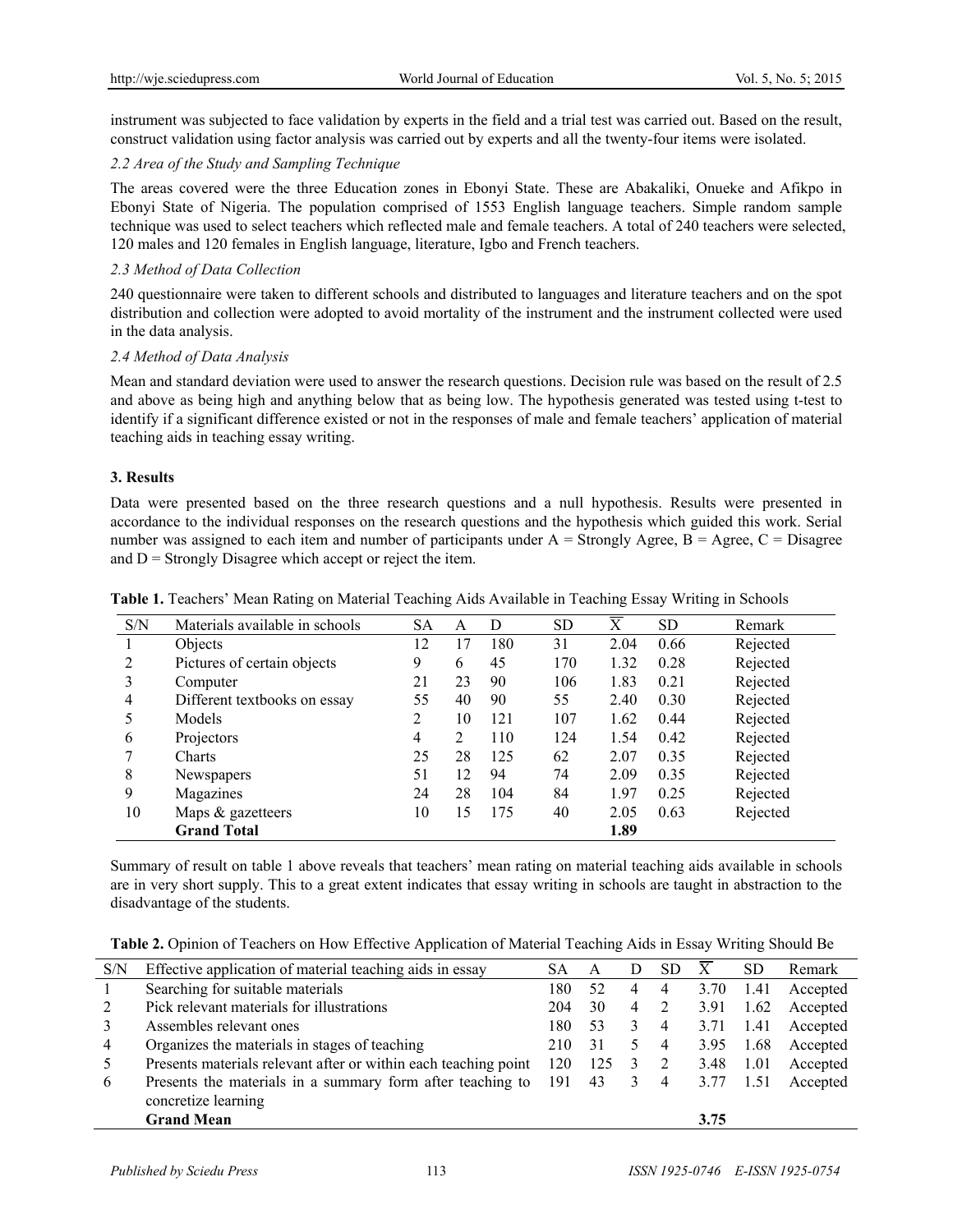instrument was subjected to face validation by experts in the field and a trial test was carried out. Based on the result, construct validation using factor analysis was carried out by experts and all the twenty-four items were isolated.

### 2.2 Area of the Study and Sampling Technique

The areas covered were the three Education zones in Ebonyi State. These are Abakaliki, Onueke and Afikpo in Ebonyi State of Nigeria. The population comprised of 1553 English language teachers. Simple random sample technique was used to select teachers which reflected male and female teachers. A total of 240 teachers were selected, 120 males and 120 females in English language, literature, Igbo and French teachers.

### 2.3 Method of Data Collection

240 questionnaire were taken to different schools and distributed to languages and literature teachers and on the spot distribution and collection were adopted to avoid mortality of the instrument and the instrument collected were used in the data analysis.

### 2.4 Method of Data Analysis

Mean and standard deviation were used to answer the research questions. Decision rule was based on the result of 2.5 and above as being high and anything below that as being low. The hypothesis generated was tested using t-test to identify if a significant difference existed or not in the responses of male and female teachers' application of material teaching aids in teaching essay writing.

## 3. Results

Data were presented based on the three research questions and a null hypothesis. Results were presented in accordance to the individual responses on the research questions and the hypothesis which guided this work. Serial number was assigned to each item and number of participants under A = Strongly Agree, B = Agree, C = Disagree and D = Strongly Disagree which accept or reject the item.

**Table 1.** Teachers' Mean Rating on Material Teaching Aids Available in Teaching Essay Writing in Schools

| S/N | Materials available in schools | SA | A | D | SD | $\overline{X}$ | SD | Remark |
|---|---|---|---|---|---|---|---|---|
| 1 | Objects | 12 | 17 | 180 | 31 | 2.04 | 0.66 | Rejected |
| 2 | Pictures of certain objects | 9 | 6 | 45 | 170 | 1.32 | 0.28 | Rejected |
| 3 | Computer | 21 | 23 | 90 | 106 | 1.83 | 0.21 | Rejected |
| 4 | Different textbooks on essay | 55 | 40 | 90 | 55 | 2.40 | 0.30 | Rejected |
| 5 | Models | 2 | 10 | 121 | 107 | 1.62 | 0.44 | Rejected |
| 6 | Projectors | 4 | 2 | 110 | 124 | 1.54 | 0.42 | Rejected |
| 7 | Charts | 25 | 28 | 125 | 62 | 2.07 | 0.35 | Rejected |
| 8 | Newspapers | 51 | 12 | 94 | 74 | 2.09 | 0.35 | Rejected |
| 9 | Magazines | 24 | 28 | 104 | 84 | 1.97 | 0.25 | Rejected |
| 10 | Maps & gazetteers | 10 | 15 | 175 | 40 | 2.05 | 0.63 | Rejected |
| | **Grand Total** | | | | | **1.89** | | |

Summary of result on table 1 above reveals that teachers' mean rating on material teaching aids available in schools are in very short supply. This to a great extent indicates that essay writing in schools are taught in abstraction to the disadvantage of the students.

**Table 2.** Opinion of Teachers on How Effective Application of Material Teaching Aids in Essay Writing Should Be

| S/N | Effective application of material teaching aids in essay | SA | A | D | SD | $\overline{X}$ | SD | Remark |
|---|---|---|---|---|---|---|---|---|
| 1 | Searching for suitable materials | 180 | 52 | 4 | 4 | 3.70 | 1.41 | Accepted |
| 2 | Pick relevant materials for illustrations | 204 | 30 | 4 | 2 | 3.91 | 1.62 | Accepted |
| 3 | Assembles relevant ones | 180 | 53 | 3 | 4 | 3.71 | 1.41 | Accepted |
| 4 | Organizes the materials in stages of teaching | 210 | 31 | 5 | 4 | 3.95 | 1.68 | Accepted |
| 5 | Presents materials relevant after or within each teaching point | 120 | 125 | 3 | 2 | 3.48 | 1.01 | Accepted |
| 6 | Presents the materials in a summary form after teaching to concretize learning | 191 | 43 | 3 | 4 | 3.77 | 1.51 | Accepted |
| | **Grand Mean** | | | | | **3.75** | | |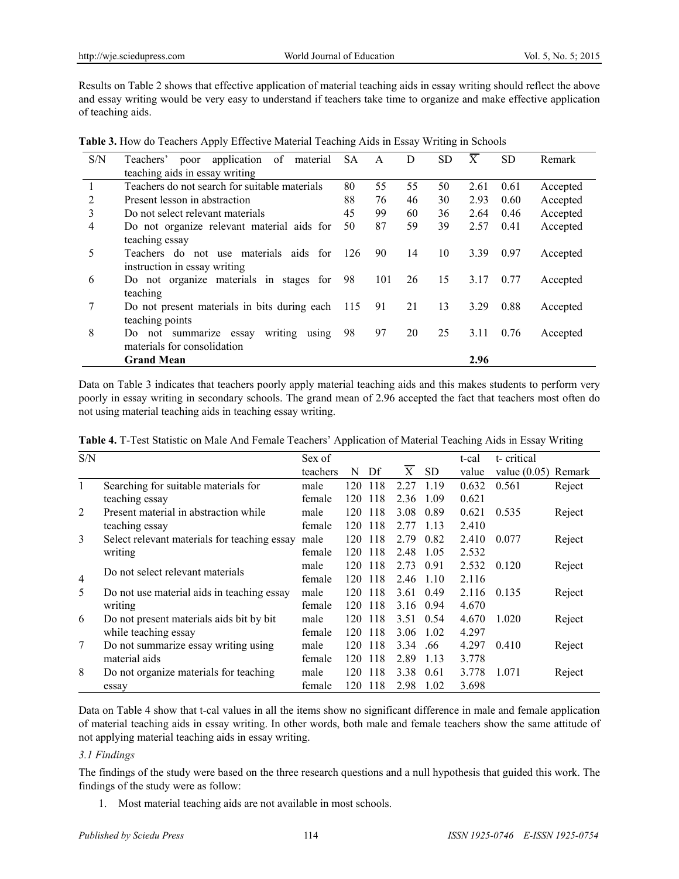Results on Table 2 shows that effective application of material teaching aids in essay writing should reflect the above and essay writing would be very easy to understand if teachers take time to organize and make effective application of teaching aids.

**Table 3.** How do Teachers Apply Effective Material Teaching Aids in Essay Writing in Schools

| S/N | Teachers' poor application of material teaching aids in essay writing | SA | A | D | SD | $\overline{X}$ | SD | Remark |
|---|---|---|---|---|---|---|---|---|
| 1 | Teachers do not search for suitable materials | 80 | 55 | 55 | 50 | 2.61 | 0.61 | Accepted |
| 2 | Present lesson in abstraction | 88 | 76 | 46 | 30 | 2.93 | 0.60 | Accepted |
| 3 | Do not select relevant materials | 45 | 99 | 60 | 36 | 2.64 | 0.46 | Accepted |
| 4 | Do not organize relevant material aids for teaching essay | 50 | 87 | 59 | 39 | 2.57 | 0.41 | Accepted |
| 5 | Teachers do not use materials aids for instruction in essay writing | 126 | 90 | 14 | 10 | 3.39 | 0.97 | Accepted |
| 6 | Do not organize materials in stages for teaching | 98 | 101 | 26 | 15 | 3.17 | 0.77 | Accepted |
| 7 | Do not present materials in bits during each teaching points | 115 | 91 | 21 | 13 | 3.29 | 0.88 | Accepted |
| 8 | Do not summarize essay writing using materials for consolidation | 98 | 97 | 20 | 25 | 3.11 | 0.76 | Accepted |
| | **Grand Mean** | | | | | **2.96** | | |

Data on Table 3 indicates that teachers poorly apply material teaching aids and this makes students to perform very poorly in essay writing in secondary schools. The grand mean of 2.96 accepted the fact that teachers most often do not using material teaching aids in teaching essay writing.

**Table 4.** T-Test Statistic on Male And Female Teachers' Application of Material Teaching Aids in Essay Writing

| S/N | | Sex of teachers | N | Df | $\overline{X}$ | SD | t-cal value | t- critical value (0.05) | Remark |
|---|---|---|---|---|---|---|---|---|---|
| 1 | Searching for suitable materials for teaching essay | male | 120 | 118 | 2.27 | 1.19 | 0.632 | 0.561 | Reject |
| | | female | 120 | 118 | 2.36 | 1.09 | 0.621 | | |
| 2 | Present material in abstraction while teaching essay | male | 120 | 118 | 3.08 | 0.89 | 0.621 | 0.535 | Reject |
| | | female | 120 | 118 | 2.77 | 1.13 | 2.410 | | |
| 3 | Select relevant materials for teaching essay writing | male | 120 | 118 | 2.79 | 0.82 | 2.410 | 0.077 | Reject |
| | | female | 120 | 118 | 2.48 | 1.05 | 2.532 | | |
| 4 | Do not select relevant materials | male | 120 | 118 | 2.73 | 0.91 | 2.532 | 0.120 | Reject |
| | | female | 120 | 118 | 2.46 | 1.10 | 2.116 | | |
| 5 | Do not use material aids in teaching essay writing | male | 120 | 118 | 3.61 | 0.49 | 2.116 | 0.135 | Reject |
| | | female | 120 | 118 | 3.16 | 0.94 | 4.670 | | |
| 6 | Do not present materials aids bit by bit while teaching essay | male | 120 | 118 | 3.51 | 0.54 | 4.670 | 1.020 | Reject |
| | | female | 120 | 118 | 3.06 | 1.02 | 4.297 | | |
| 7 | Do not summarize essay writing using material aids | male | 120 | 118 | 3.34 | .66 | 4.297 | 0.410 | Reject |
| | | female | 120 | 118 | 2.89 | 1.13 | 3.778 | | |
| 8 | Do not organize materials for teaching essay | male | 120 | 118 | 3.38 | 0.61 | 3.778 | 1.071 | Reject |
| | | female | 120 | 118 | 2.98 | 1.02 | 3.698 | | |

Data on Table 4 show that t-cal values in all the items show no significant difference in male and female application of material teaching aids in essay writing. In other words, both male and female teachers show the same attitude of not applying material teaching aids in essay writing.

### *3.1 Findings*

The findings of the study were based on the three research questions and a null hypothesis that guided this work. The findings of the study were as follow:

1. Most material teaching aids are not available in most schools.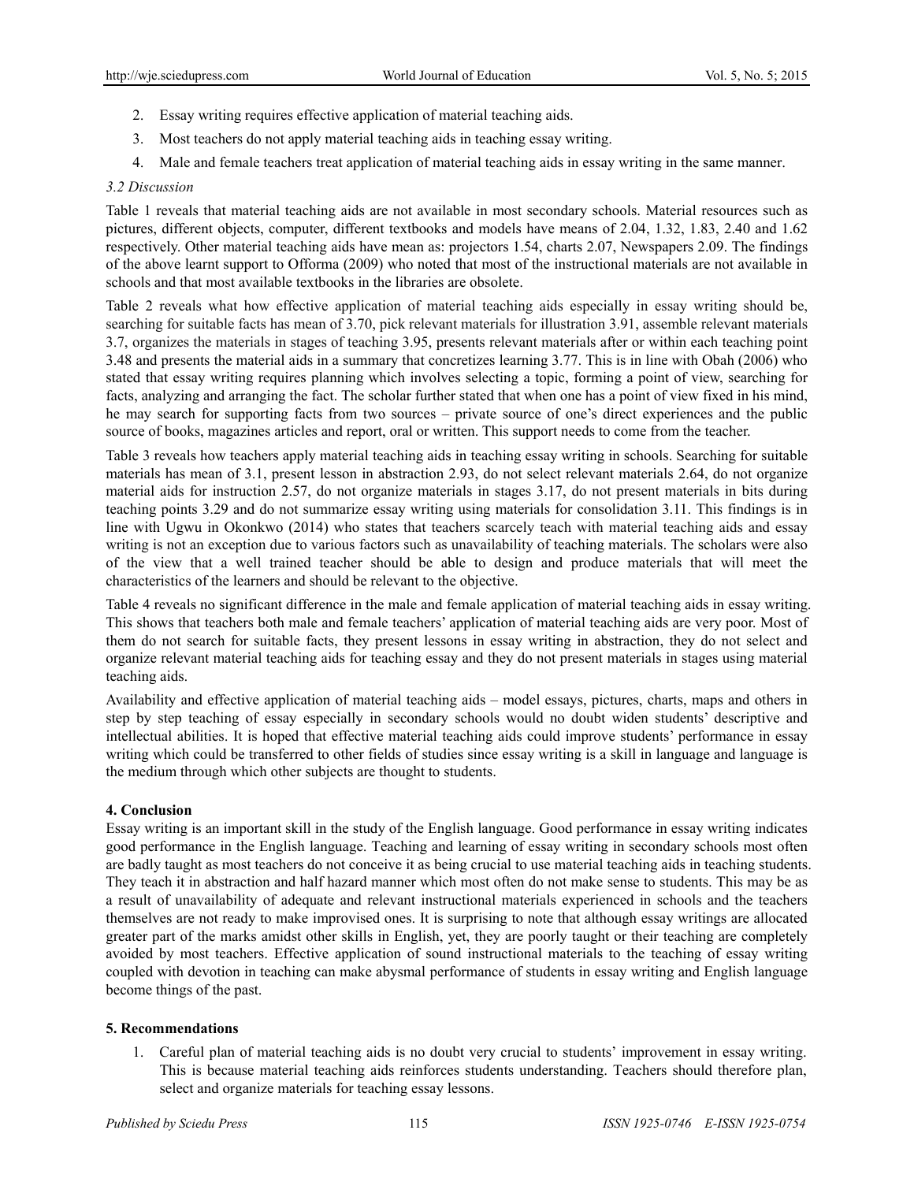2. Essay writing requires effective application of material teaching aids.
3. Most teachers do not apply material teaching aids in teaching essay writing.
4. Male and female teachers treat application of material teaching aids in essay writing in the same manner.

### *3.2 Discussion*

Table 1 reveals that material teaching aids are not available in most secondary schools. Material resources such as pictures, different objects, computer, different textbooks and models have means of 2.04, 1.32, 1.83, 2.40 and 1.62 respectively. Other material teaching aids have mean as: projectors 1.54, charts 2.07, Newspapers 2.09. The findings of the above learnt support to Offorma (2009) who noted that most of the instructional materials are not available in schools and that most available textbooks in the libraries are obsolete.

Table 2 reveals what how effective application of material teaching aids especially in essay writing should be, searching for suitable facts has mean of 3.70, pick relevant materials for illustration 3.91, assemble relevant materials 3.7, organizes the materials in stages of teaching 3.95, presents relevant materials after or within each teaching point 3.48 and presents the material aids in a summary that concretizes learning 3.77. This is in line with Obah (2006) who stated that essay writing requires planning which involves selecting a topic, forming a point of view, searching for facts, analyzing and arranging the fact. The scholar further stated that when one has a point of view fixed in his mind, he may search for supporting facts from two sources – private source of one's direct experiences and the public source of books, magazines articles and report, oral or written. This support needs to come from the teacher.

Table 3 reveals how teachers apply material teaching aids in teaching essay writing in schools. Searching for suitable materials has mean of 3.1, present lesson in abstraction 2.93, do not select relevant materials 2.64, do not organize material aids for instruction 2.57, do not organize materials in stages 3.17, do not present materials in bits during teaching points 3.29 and do not summarize essay writing using materials for consolidation 3.11. This findings is in line with Ugwu in Okonkwo (2014) who states that teachers scarcely teach with material teaching aids and essay writing is not an exception due to various factors such as unavailability of teaching materials. The scholars were also of the view that a well trained teacher should be able to design and produce materials that will meet the characteristics of the learners and should be relevant to the objective.

Table 4 reveals no significant difference in the male and female application of material teaching aids in essay writing. This shows that teachers both male and female teachers' application of material teaching aids are very poor. Most of them do not search for suitable facts, they present lessons in essay writing in abstraction, they do not select and organize relevant material teaching aids for teaching essay and they do not present materials in stages using material teaching aids.

Availability and effective application of material teaching aids – model essays, pictures, charts, maps and others in step by step teaching of essay especially in secondary schools would no doubt widen students' descriptive and intellectual abilities. It is hoped that effective material teaching aids could improve students' performance in essay writing which could be transferred to other fields of studies since essay writing is a skill in language and language is the medium through which other subjects are thought to students.

## 4. Conclusion

Essay writing is an important skill in the study of the English language. Good performance in essay writing indicates good performance in the English language. Teaching and learning of essay writing in secondary schools most often are badly taught as most teachers do not conceive it as being crucial to use material teaching aids in teaching students. They teach it in abstraction and half hazard manner which most often do not make sense to students. This may be as a result of unavailability of adequate and relevant instructional materials experienced in schools and the teachers themselves are not ready to make improvised ones. It is surprising to note that although essay writings are allocated greater part of the marks amidst other skills in English, yet, they are poorly taught or their teaching are completely avoided by most teachers. Effective application of sound instructional materials to the teaching of essay writing coupled with devotion in teaching can make abysmal performance of students in essay writing and English language become things of the past.

## 5. Recommendations

1. Careful plan of material teaching aids is no doubt very crucial to students' improvement in essay writing. This is because material teaching aids reinforces students understanding. Teachers should therefore plan, select and organize materials for teaching essay lessons.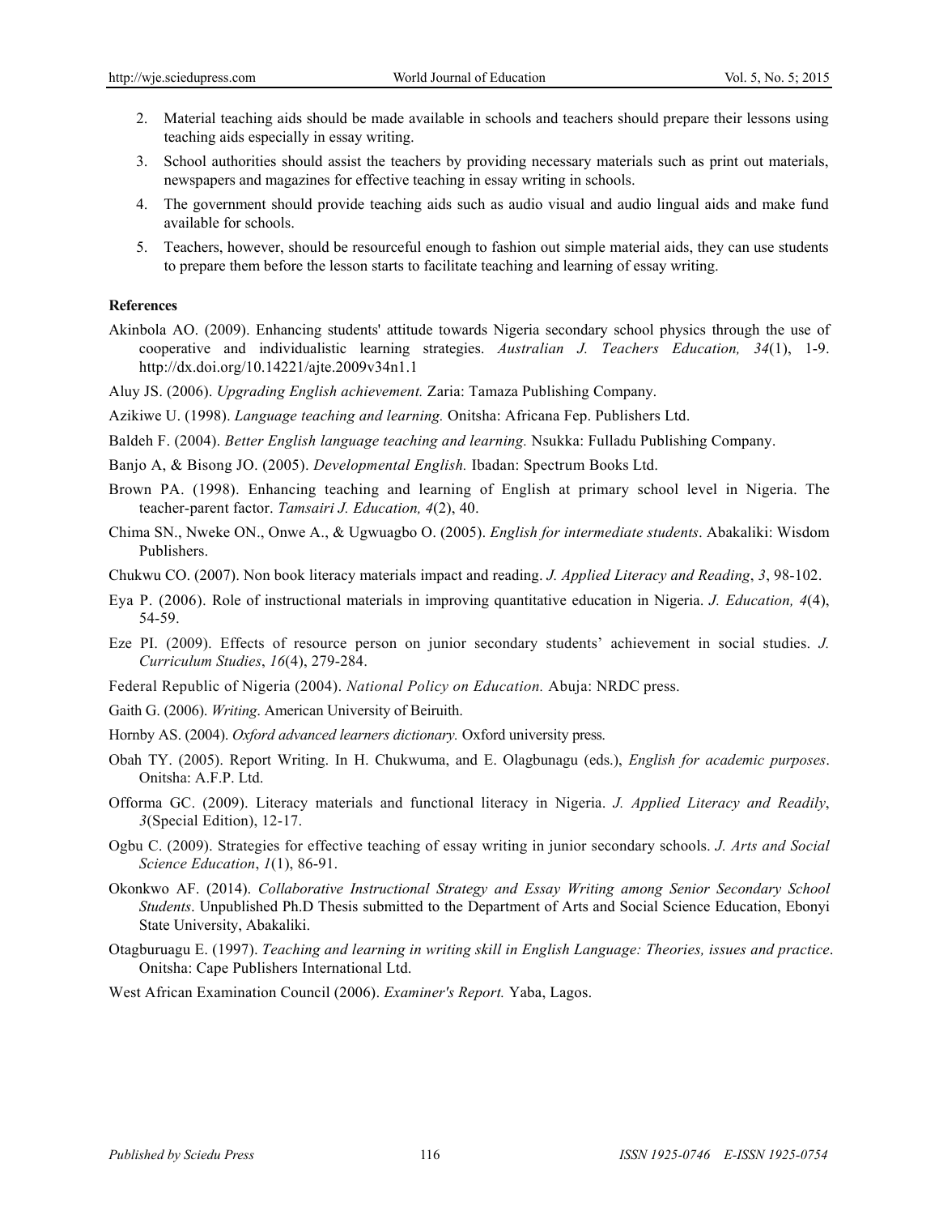2. Material teaching aids should be made available in schools and teachers should prepare their lessons using teaching aids especially in essay writing.
3. School authorities should assist the teachers by providing necessary materials such as print out materials, newspapers and magazines for effective teaching in essay writing in schools.
4. The government should provide teaching aids such as audio visual and audio lingual aids and make fund available for schools.
5. Teachers, however, should be resourceful enough to fashion out simple material aids, they can use students to prepare them before the lesson starts to facilitate teaching and learning of essay writing.

**References**

Akinbola AO. (2009). Enhancing students' attitude towards Nigeria secondary school physics through the use of cooperative and individualistic learning strategies. *Australian J. Teachers Education, 34*(1), 1-9. http://dx.doi.org/10.14221/ajte.2009v34n1.1

Aluy JS. (2006). *Upgrading English achievement.* Zaria: Tamaza Publishing Company.

Azikiwe U. (1998). *Language teaching and learning.* Onitsha: Africana Fep. Publishers Ltd.

Baldeh F. (2004). *Better English language teaching and learning.* Nsukka: Fulladu Publishing Company.

Banjo A, & Bisong JO. (2005). *Developmental English.* Ibadan: Spectrum Books Ltd.

Brown PA. (1998). Enhancing teaching and learning of English at primary school level in Nigeria. The teacher-parent factor. *Tamsairi J. Education, 4*(2), 40.

Chima SN., Nweke ON., Onwe A., & Ugwuagbo O. (2005). *English for intermediate students*. Abakaliki: Wisdom Publishers.

Chukwu CO. (2007). Non book literacy materials impact and reading. *J. Applied Literacy and Reading*, *3*, 98-102.

Eya P. (2006). Role of instructional materials in improving quantitative education in Nigeria. *J. Education, 4*(4), 54-59.

Eze PI. (2009). Effects of resource person on junior secondary students' achievement in social studies. *J. Curriculum Studies*, *16*(4), 279-284.

Federal Republic of Nigeria (2004). *National Policy on Education.* Abuja: NRDC press.

Gaith G. (2006). *Writing*. American University of Beiruith.

Hornby AS. (2004). *Oxford advanced learners dictionary.* Oxford university press.

Obah TY. (2005). Report Writing. In H. Chukwuma, and E. Olagbunagu (eds.), *English for academic purposes*. Onitsha: A.F.P. Ltd.

Offorma GC. (2009). Literacy materials and functional literacy in Nigeria. *J. Applied Literacy and Readily*, *3*(Special Edition), 12-17.

Ogbu C. (2009). Strategies for effective teaching of essay writing in junior secondary schools. *J. Arts and Social Science Education*, *1*(1), 86-91.

Okonkwo AF. (2014). *Collaborative Instructional Strategy and Essay Writing among Senior Secondary School Students*. Unpublished Ph.D Thesis submitted to the Department of Arts and Social Science Education, Ebonyi State University, Abakaliki.

Otagburuagu E. (1997). *Teaching and learning in writing skill in English Language: Theories, issues and practice*. Onitsha: Cape Publishers International Ltd.

West African Examination Council (2006). *Examiner's Report.* Yaba, Lagos.